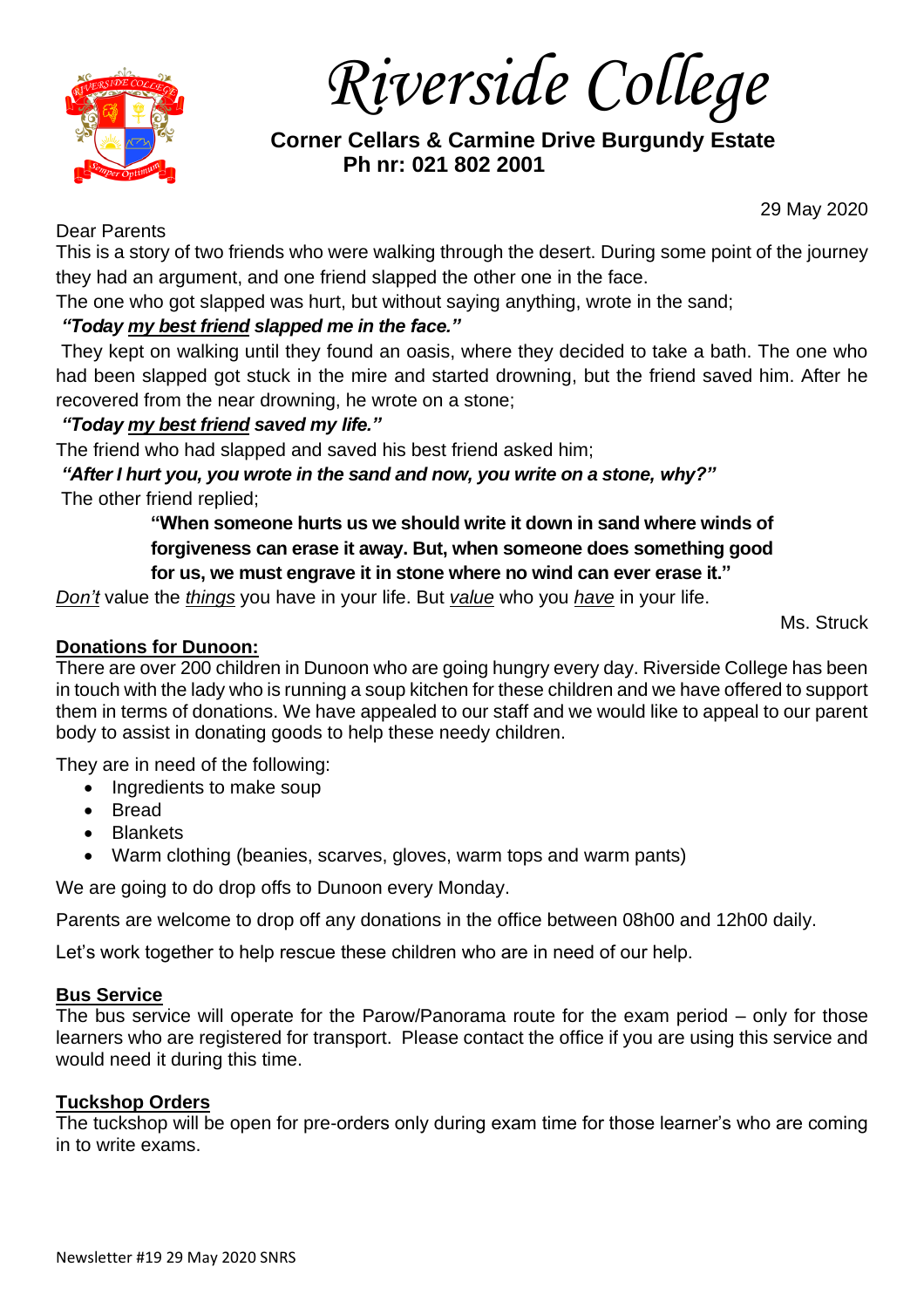# Riverside College

**Corner Cellars & Carmine Drive Burgundy Estate**
**Ph nr: 021 802 2001**

29 May 2020

Dear Parents

This is a story of two friends who were walking through the desert. During some point of the journey they had an argument, and one friend slapped the other one in the face.

The one who got slapped was hurt, but without saying anything, wrote in the sand;

***"Today my best friend slapped me in the face."***

They kept on walking until they found an oasis, where they decided to take a bath. The one who had been slapped got stuck in the mire and started drowning, but the friend saved him. After he recovered from the near drowning, he wrote on a stone;

***"Today my best friend saved my life."***

The friend who had slapped and saved his best friend asked him;

***"After I hurt you, you wrote in the sand and now, you write on a stone, why?"***

The other friend replied;

> **"When someone hurts us we should write it down in sand where winds of forgiveness can erase it away. But, when someone does something good for us, we must engrave it in stone where no wind can ever erase it."**

*Don't* value the *things* you have in your life. But *value* who you *have* in your life.

Ms. Struck

## Donations for Dunoon:

There are over 200 children in Dunoon who are going hungry every day. Riverside College has been in touch with the lady who is running a soup kitchen for these children and we have offered to support them in terms of donations. We have appealed to our staff and we would like to appeal to our parent body to assist in donating goods to help these needy children.

They are in need of the following:

- Ingredients to make soup
- Bread
- Blankets
- Warm clothing (beanies, scarves, gloves, warm tops and warm pants)

We are going to do drop offs to Dunoon every Monday.

Parents are welcome to drop off any donations in the office between 08h00 and 12h00 daily.

Let's work together to help rescue these children who are in need of our help.

## Bus Service

The bus service will operate for the Parow/Panorama route for the exam period – only for those learners who are registered for transport. Please contact the office if you are using this service and would need it during this time.

## Tuckshop Orders

The tuckshop will be open for pre-orders only during exam time for those learner's who are coming in to write exams.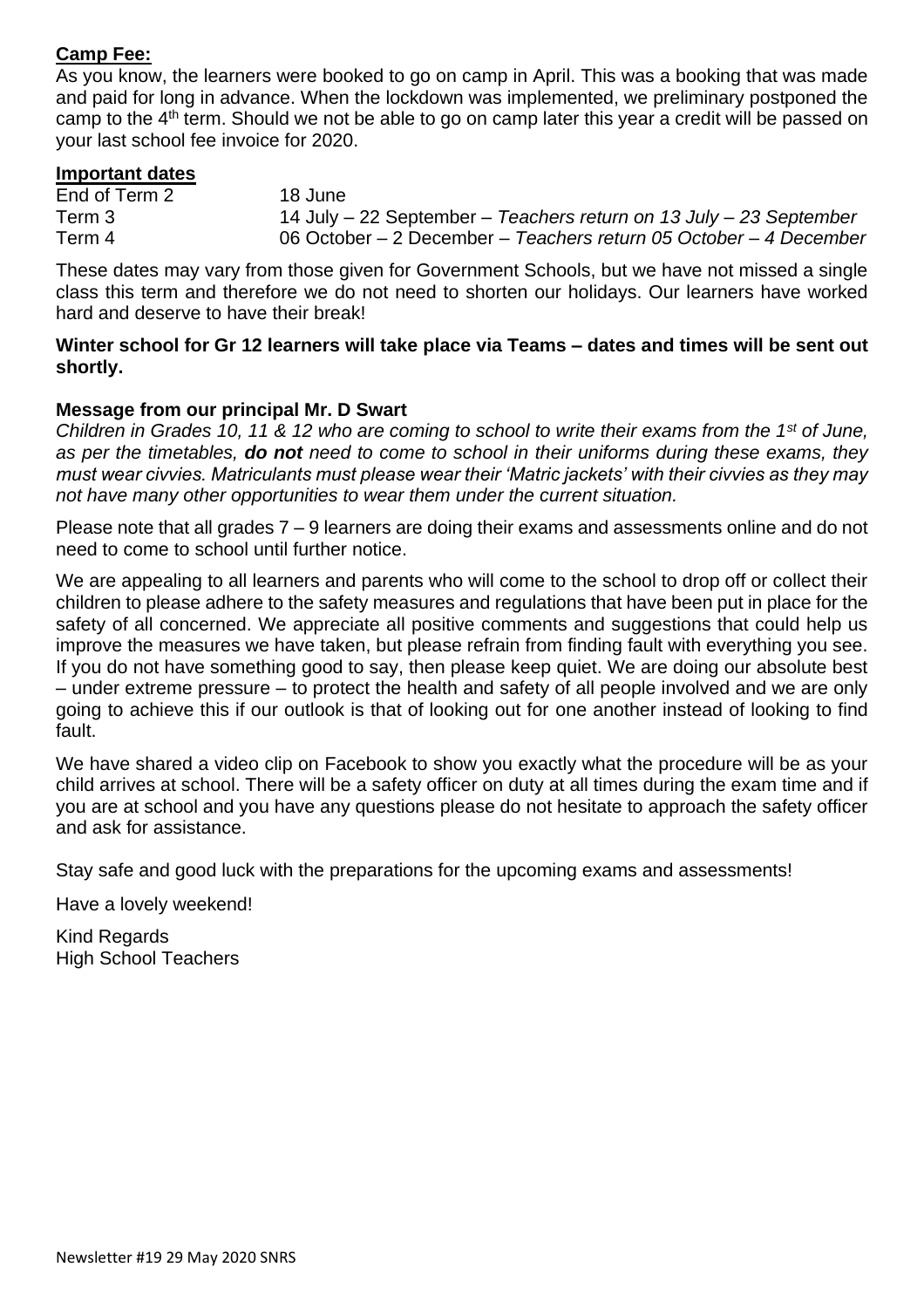**Camp Fee:**

As you know, the learners were booked to go on camp in April. This was a booking that was made and paid for long in advance. When the lockdown was implemented, we preliminary postponed the camp to the 4th term. Should we not be able to go on camp later this year a credit will be passed on your last school fee invoice for 2020.

**Important dates**

| | |
|---|---|
| End of Term 2 | 18 June |
| Term 3 | 14 July – 22 September – *Teachers return on 13 July – 23 September* |
| Term 4 | 06 October – 2 December – *Teachers return 05 October – 4 December* |

These dates may vary from those given for Government Schools, but we have not missed a single class this term and therefore we do not need to shorten our holidays. Our learners have worked hard and deserve to have their break!

**Winter school for Gr 12 learners will take place via Teams – dates and times will be sent out shortly.**

**Message from our principal Mr. D Swart**

*Children in Grades 10, 11 & 12 who are coming to school to write their exams from the 1st of June, as per the timetables, **do not** need to come to school in their uniforms during these exams, they must wear civvies. Matriculants must please wear their 'Matric jackets' with their civvies as they may not have many other opportunities to wear them under the current situation.*

Please note that all grades 7 – 9 learners are doing their exams and assessments online and do not need to come to school until further notice.

We are appealing to all learners and parents who will come to the school to drop off or collect their children to please adhere to the safety measures and regulations that have been put in place for the safety of all concerned. We appreciate all positive comments and suggestions that could help us improve the measures we have taken, but please refrain from finding fault with everything you see. If you do not have something good to say, then please keep quiet. We are doing our absolute best – under extreme pressure – to protect the health and safety of all people involved and we are only going to achieve this if our outlook is that of looking out for one another instead of looking to find fault.

We have shared a video clip on Facebook to show you exactly what the procedure will be as your child arrives at school. There will be a safety officer on duty at all times during the exam time and if you are at school and you have any questions please do not hesitate to approach the safety officer and ask for assistance.

Stay safe and good luck with the preparations for the upcoming exams and assessments!

Have a lovely weekend!

Kind Regards
High School Teachers